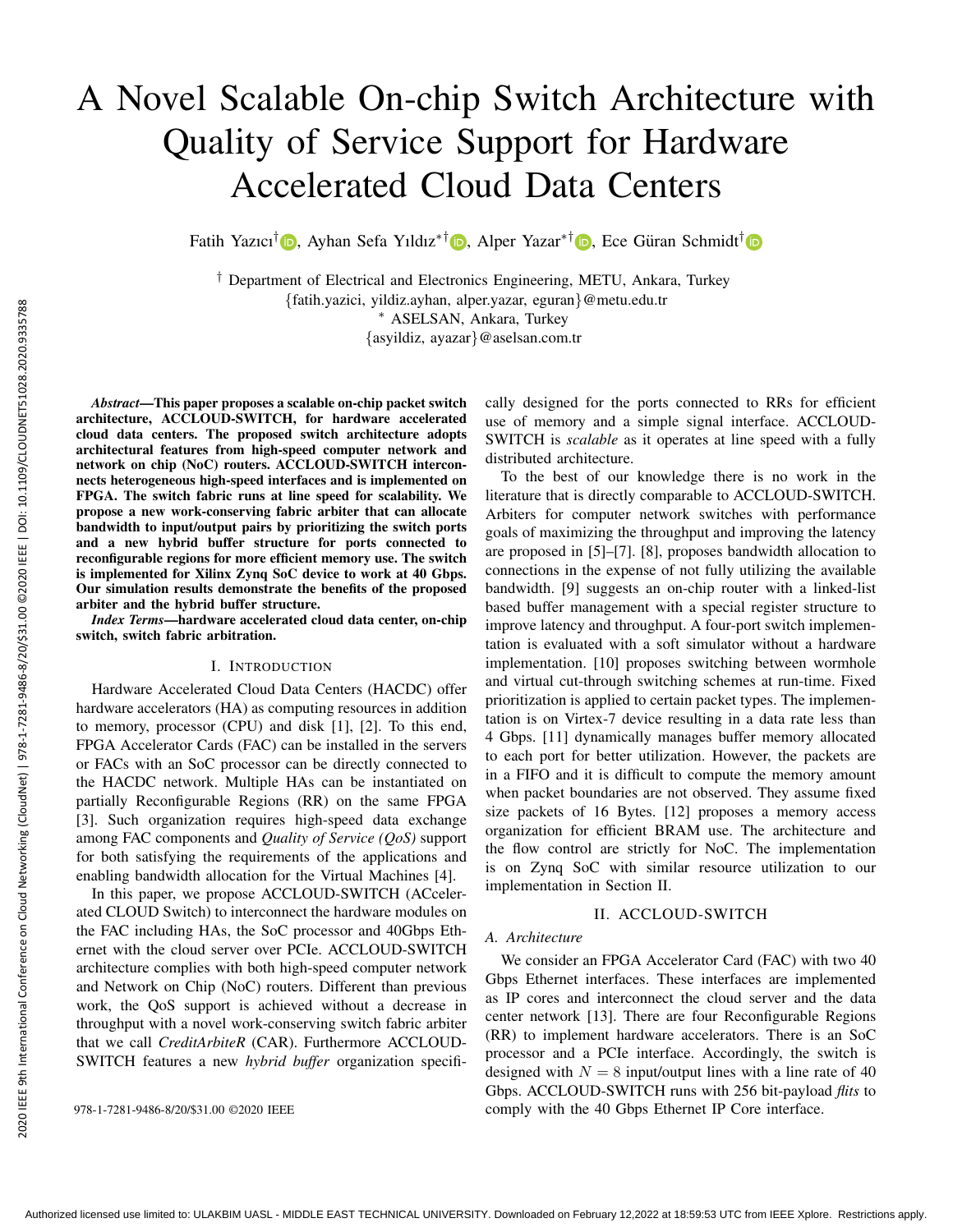# A Novel Scalable On-chip Switch Architecture with Quality of Service Support for Hardware Accelerated Cloud Data Centers

Fatih Yazıcı[†], Ayhan Sefa Yıldız[*†], Alper Yazar[*†], Ece Güran Schmidt[†]

[†] Department of Electrical and Electronics Engineering, METU, Ankara, Turkey
{fatih.yazici, yildiz.ayhan, alper.yazar, eguran}@metu.edu.tr
[*] ASELSAN, Ankara, Turkey
{asyildiz, ayazar}@aselsan.com.tr

***Abstract*—This paper proposes a scalable on-chip packet switch architecture, ACCLOUD-SWITCH, for hardware accelerated cloud data centers. The proposed switch architecture adopts architectural features from high-speed computer network and network on chip (NoC) routers. ACCLOUD-SWITCH interconnects heterogeneous high-speed interfaces and is implemented on FPGA. The switch fabric runs at line speed for scalability. We propose a new work-conserving fabric arbiter that can allocate bandwidth to input/output pairs by prioritizing the switch ports and a new hybrid buffer structure for ports connected to reconfigurable regions for more efficient memory use. The switch is implemented for Xilinx Zynq SoC device to work at 40 Gbps. Our simulation results demonstrate the benefits of the proposed arbiter and the hybrid buffer structure.**

***Index Terms*—hardware accelerated cloud data center, on-chip switch, switch fabric arbitration.**

## I. Introduction

Hardware Accelerated Cloud Data Centers (HACDC) offer hardware accelerators (HA) as computing resources in addition to memory, processor (CPU) and disk [1], [2]. To this end, FPGA Accelerator Cards (FAC) can be installed in the servers or FACs with an SoC processor can be directly connected to the HACDC network. Multiple HAs can be instantiated on partially Reconfigurable Regions (RR) on the same FPGA [3]. Such organization requires high-speed data exchange among FAC components and *Quality of Service (QoS)* support for both satisfying the requirements of the applications and enabling bandwidth allocation for the Virtual Machines [4].

In this paper, we propose ACCLOUD-SWITCH (ACcelerated CLOUD Switch) to interconnect the hardware modules on the FAC including HAs, the SoC processor and 40Gbps Ethernet with the cloud server over PCIe. ACCLOUD-SWITCH architecture complies with both high-speed computer network and Network on Chip (NoC) routers. Different than previous work, the QoS support is achieved without a decrease in throughput with a novel work-conserving switch fabric arbiter that we call *CreditArbiteR* (CAR). Furthermore ACCLOUD-SWITCH features a new *hybrid buffer* organization specifically designed for the ports connected to RRs for efficient use of memory and a simple signal interface. ACCLOUD-SWITCH is *scalable* as it operates at line speed with a fully distributed architecture.

To the best of our knowledge there is no work in the literature that is directly comparable to ACCLOUD-SWITCH. Arbiters for computer network switches with performance goals of maximizing the throughput and improving the latency are proposed in [5]–[7]. [8], proposes bandwidth allocation to connections in the expense of not fully utilizing the available bandwidth. [9] suggests an on-chip router with a linked-list based buffer management with a special register structure to improve latency and throughput. A four-port switch implementation is evaluated with a soft simulator without a hardware implementation. [10] proposes switching between wormhole and virtual cut-through switching schemes at run-time. Fixed prioritization is applied to certain packet types. The implementation is on Virtex-7 device resulting in a data rate less than 4 Gbps. [11] dynamically manages buffer memory allocated to each port for better utilization. However, the packets are in a FIFO and it is difficult to compute the memory amount when packet boundaries are not observed. They assume fixed size packets of 16 Bytes. [12] proposes a memory access organization for efficient BRAM use. The architecture and the flow control are strictly for NoC. The implementation is on Zynq SoC with similar resource utilization to our implementation in Section II.

## II. ACCLOUD-SWITCH

### A. Architecture

We consider an FPGA Accelerator Card (FAC) with two 40 Gbps Ethernet interfaces. These interfaces are implemented as IP cores and interconnect the cloud server and the data center network [13]. There are four Reconfigurable Regions (RR) to implement hardware accelerators. There is an SoC processor and a PCIe interface. Accordingly, the switch is designed with $N = 8$ input/output lines with a line rate of 40 Gbps. ACCLOUD-SWITCH runs with 256 bit-payload *flits* to comply with the 40 Gbps Ethernet IP Core interface.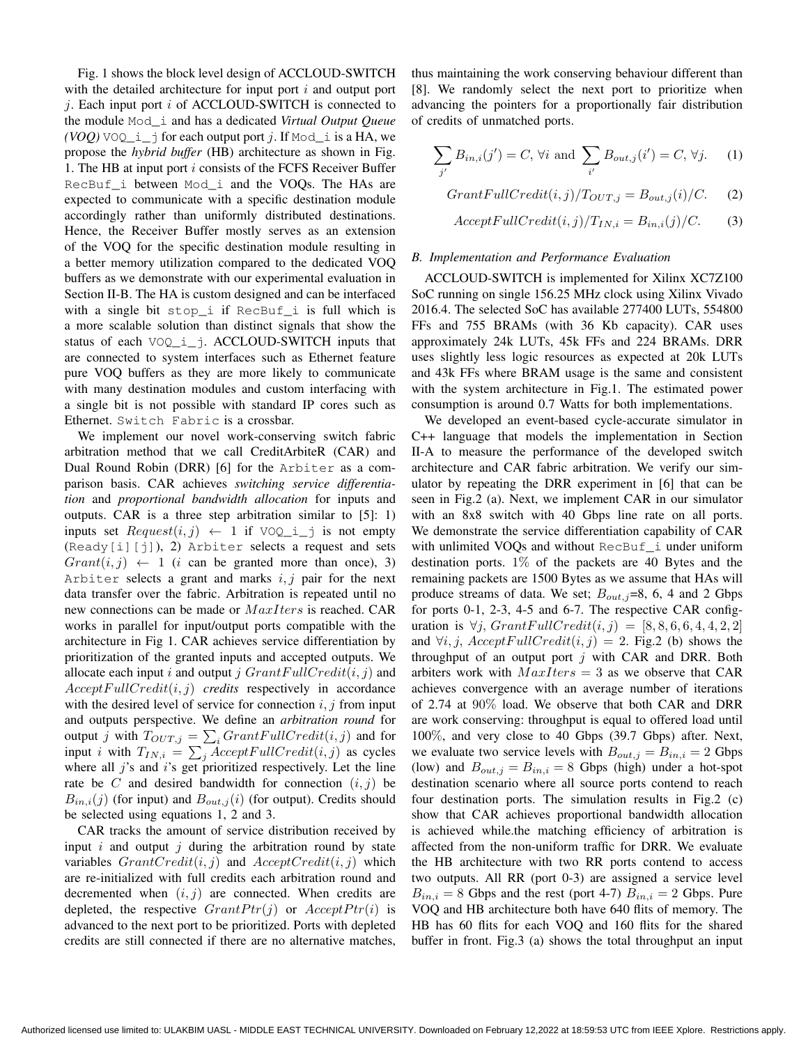Fig. 1 shows the block level design of ACCLOUD-SWITCH with the detailed architecture for input port $i$ and output port $j$. Each input port $i$ of ACCLOUD-SWITCH is connected to the module `Mod_i` and has a dedicated ***Virtual Output Queue (VOQ)*** `VOQ_i_j` for each output port $j$. If `Mod_i` is a HA, we propose the *hybrid buffer* (HB) architecture as shown in Fig. 1. The HB at input port $i$ consists of the FCFS Receiver Buffer `RecBuf_i` between `Mod_i` and the VOQs. The HAs are expected to communicate with a specific destination module accordingly rather than uniformly distributed destinations. Hence, the Receiver Buffer mostly serves as an extension of the VOQ for the specific destination module resulting in a better memory utilization compared to the dedicated VOQ buffers as we demonstrate with our experimental evaluation in Section II-B. The HA is custom designed and can be interfaced with a single bit `stop_i` if `RecBuf_i` is full which is a more scalable solution than distinct signals that show the status of each `VOQ_i_j`. ACCLOUD-SWITCH inputs that are connected to system interfaces such as Ethernet feature pure VOQ buffers as they are more likely to communicate with many destination modules and custom interfacing with a single bit is not possible with standard IP cores such as Ethernet. `Switch Fabric` is a crossbar.

We implement our novel work-conserving switch fabric arbitration method that we call CreditArbiteR (CAR) and Dual Round Robin (DRR) [6] for the `Arbiter` as a comparison basis. CAR achieves *switching service differentiation* and *proportional bandwidth allocation* for inputs and outputs. CAR is a three step arbitration similar to [5]: 1) inputs set $Request(i, j) \leftarrow 1$ if `VOQ_i_j` is not empty (`Ready[i][j]`), 2) `Arbiter` selects a request and sets $Grant(i, j) \leftarrow 1$ ($i$ can be granted more than once), 3) `Arbiter` selects a grant and marks $i, j$ pair for the next data transfer over the fabric. Arbitration is repeated until no new connections can be made or $MaxIters$ is reached. CAR works in parallel for input/output ports compatible with the architecture in Fig 1. CAR achieves service differentiation by prioritization of the granted inputs and accepted outputs. We allocate each input $i$ and output $j$ $GrantFullCredit(i, j)$ and $AcceptFullCredit(i, j)$ ***credits*** respectively in accordance with the desired level of service for connection $i, j$ from input and outputs perspective. We define an *arbitration round* for output $j$ with $T_{OUT,j} = \sum_i GrantFullCredit(i, j)$ and for input $i$ with $T_{IN,i} = \sum_j AcceptFullCredit(i, j)$ as cycles where all $j$'s and $i$'s get prioritized respectively. Let the line rate be $C$ and desired bandwidth for connection $(i, j)$ be $B_{in,i}(j)$ (for input) and $B_{out,j}(i)$ (for output). Credits should be selected using equations 1, 2 and 3.

CAR tracks the amount of service distribution received by input $i$ and output $j$ during the arbitration round by state variables $GrantCredit(i, j)$ and $AcceptCredit(i, j)$ which are re-initialized with full credits each arbitration round and decremented when $(i, j)$ are connected. When credits are depleted, the respective $GrantPtr(j)$ or $AcceptPtr(i)$ is advanced to the next port to be prioritized. Ports with depleted credits are still connected if there are no alternative matches, thus maintaining the work conserving behaviour different than [8]. We randomly select the next port to prioritize when advancing the pointers for a proportionally fair distribution of credits of unmatched ports.

$$\sum_{j'} B_{in,i}(j') = C, \forall i \text{ and } \sum_{i'} B_{out,j}(i') = C, \forall j. \quad (1)$$

$$GrantFullCredit(i, j)/T_{OUT,j} = B_{out,j}(i)/C. \quad (2)$$

$$AcceptFullCredit(i, j)/T_{IN,i} = B_{in,i}(j)/C. \quad (3)$$

### *B. Implementation and Performance Evaluation*

ACCLOUD-SWITCH is implemented for Xilinx XC7Z100 SoC running on single 156.25 MHz clock using Xilinx Vivado 2016.4. The selected SoC has available 277400 LUTs, 554800 FFs and 755 BRAMs (with 36 Kb capacity). CAR uses approximately 24k LUTs, 45k FFs and 224 BRAMs. DRR uses slightly less logic resources as expected at 20k LUTs and 43k FFs where BRAM usage is the same and consistent with the system architecture in Fig.1. The estimated power consumption is around 0.7 Watts for both implementations.

We developed an event-based cycle-accurate simulator in C++ language that models the implementation in Section II-A to measure the performance of the developed switch architecture and CAR fabric arbitration. We verify our simulator by repeating the DRR experiment in [6] that can be seen in Fig.2 (a). Next, we implement CAR in our simulator with an 8x8 switch with 40 Gbps line rate on all ports. We demonstrate the service differentiation capability of CAR with unlimited VOQs and without `RecBuf_i` under uniform destination ports. 1% of the packets are 40 Bytes and the remaining packets are 1500 Bytes as we assume that HAs will produce streams of data. We set; $B_{out,j}$=8, 6, 4 and 2 Gbps for ports 0-1, 2-3, 4-5 and 6-7. The respective CAR configuration is $\forall j, GrantFullCredit(i, j) = [8, 8, 6, 6, 4, 4, 2, 2]$ and $\forall i, j, AcceptFullCredit(i, j) = 2$. Fig.2 (b) shows the throughput of an output port $j$ with CAR and DRR. Both arbiters work with $MaxIters = 3$ as we observe that CAR achieves convergence with an average number of iterations of 2.74 at 90% load. We observe that both CAR and DRR are work conserving: throughput is equal to offered load until 100%, and very close to 40 Gbps (39.7 Gbps) after. Next, we evaluate two service levels with $B_{out,j} = B_{in,i} = 2$ Gbps (low) and $B_{out,j} = B_{in,i} = 8$ Gbps (high) under a hot-spot destination scenario where all source ports contend to reach four destination ports. The simulation results in Fig.2 (c) show that CAR achieves proportional bandwidth allocation is achieved while.the matching efficiency of arbitration is affected from the non-uniform traffic for DRR. We evaluate the HB architecture with two RR ports contend to access two outputs. All RR (port 0-3) are assigned a service level $B_{in,i} = 8$ Gbps and the rest (port 4-7) $B_{in,i} = 2$ Gbps. Pure VOQ and HB architecture both have 640 flits of memory. The HB has 60 flits for each VOQ and 160 flits for the shared buffer in front. Fig.3 (a) shows the total throughput an input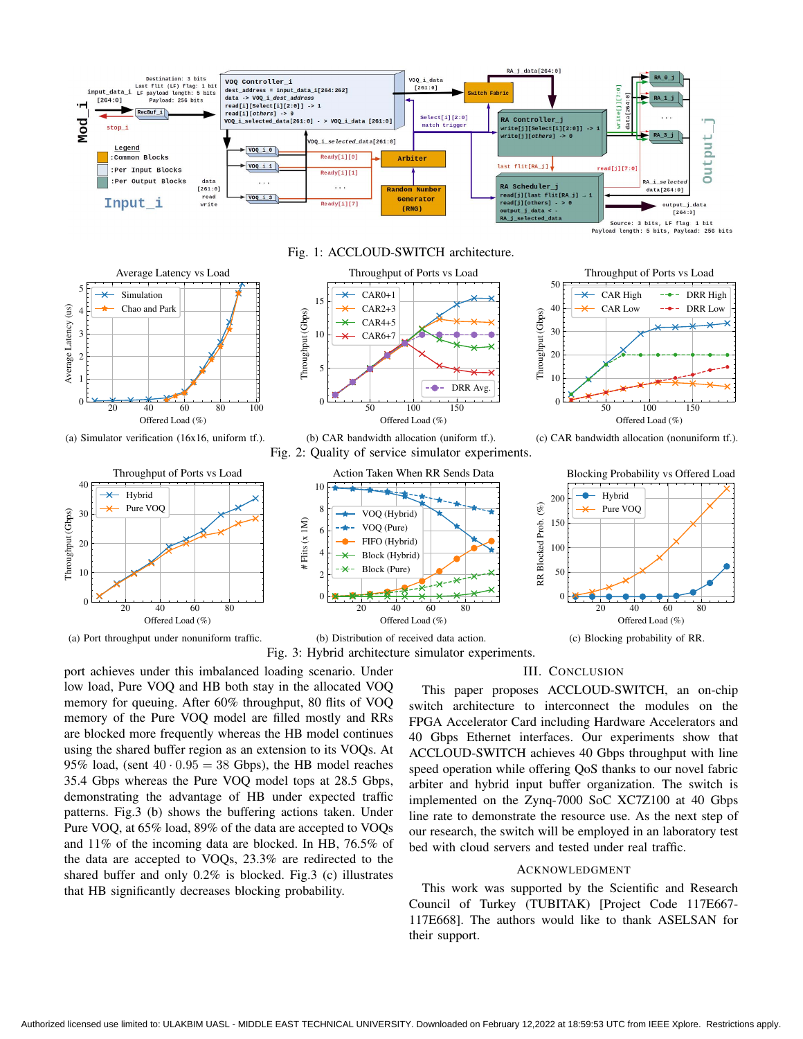Fig. 1: ACCLOUD-SWITCH architecture.

(a) Simulator verification (16x16, uniform tf.).

(b) CAR bandwidth allocation (uniform tf.).

(c) CAR bandwidth allocation (nonuniform tf.).

Fig. 2: Quality of service simulator experiments.

(a) Port throughput under nonuniform traffic.

(b) Distribution of received data action.

(c) Blocking probability of RR.

Fig. 3: Hybrid architecture simulator experiments.

port achieves under this imbalanced loading scenario. Under low load, Pure VOQ and HB both stay in the allocated VOQ memory for queuing. After 60% throughput, 80 flits of VOQ memory of the Pure VOQ model are filled mostly and RRs are blocked more frequently whereas the HB model continues using the shared buffer region as an extension to its VOQs. At 95% load, (sent $40 \cdot 0.95 = 38$ Gbps), the HB model reaches 35.4 Gbps whereas the Pure VOQ model tops at 28.5 Gbps, demonstrating the advantage of HB under expected traffic patterns. Fig.3 (b) shows the buffering actions taken. Under Pure VOQ, at 65% load, 89% of the data are accepted to VOQs and 11% of the incoming data are blocked. In HB, 76.5% of the data are accepted to VOQs, 23.3% are redirected to the shared buffer and only 0.2% is blocked. Fig.3 (c) illustrates that HB significantly decreases blocking probability.

## III. Conclusion

This paper proposes ACCLOUD-SWITCH, an on-chip switch architecture to interconnect the modules on the FPGA Accelerator Card including Hardware Accelerators and 40 Gbps Ethernet interfaces. Our experiments show that ACCLOUD-SWITCH achieves 40 Gbps throughput with line speed operation while offering QoS thanks to our novel fabric arbiter and hybrid input buffer organization. The switch is implemented on the Zynq-7000 SoC XC7Z100 at 40 Gbps line rate to demonstrate the resource use. As the next step of our research, the switch will be employed in an laboratory test bed with cloud servers and tested under real traffic.

## Acknowledgment

This work was supported by the Scientific and Research Council of Turkey (TUBITAK) [Project Code 117E667-117E668]. The authors would like to thank ASELSAN for their support.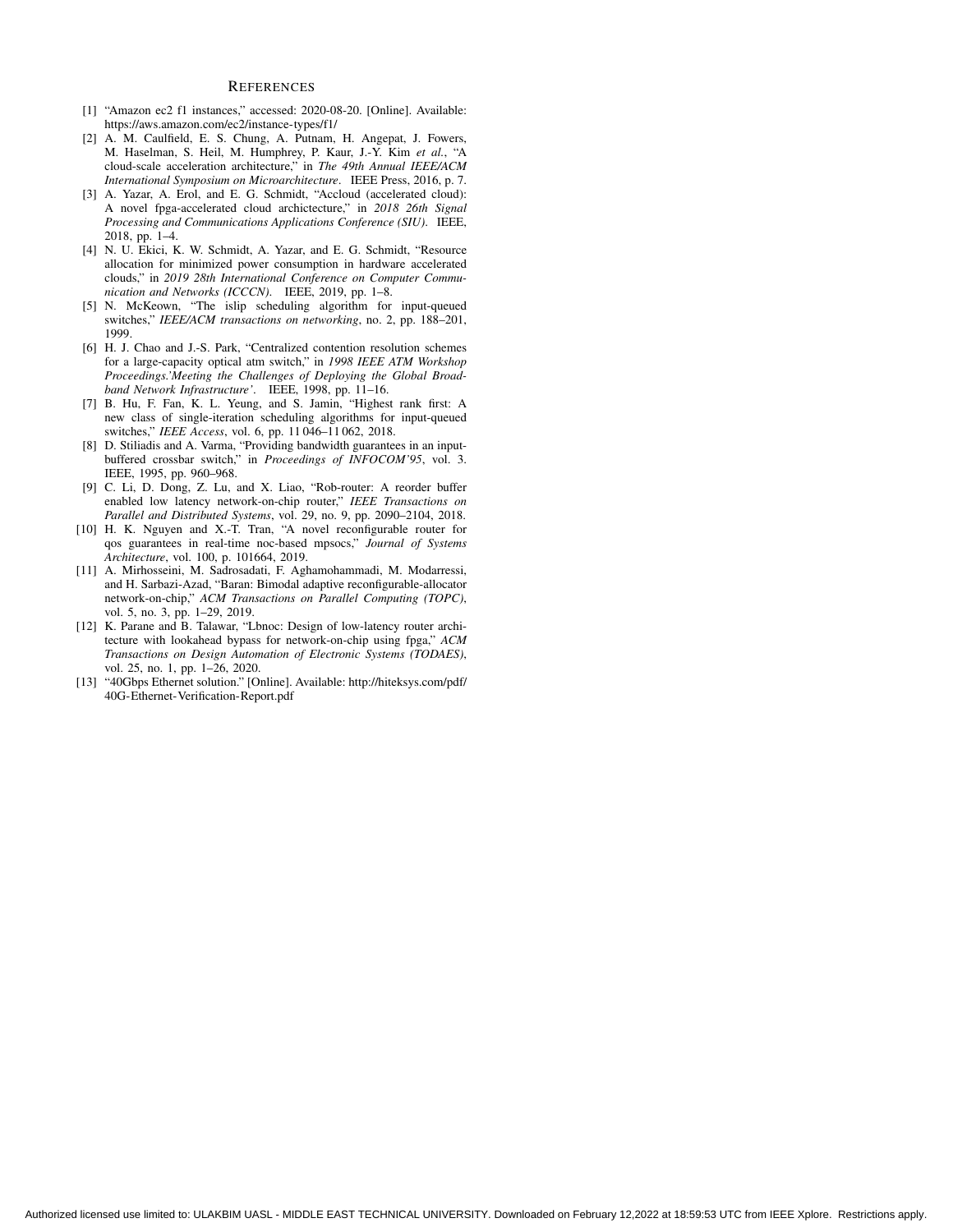## REFERENCES

[1] "Amazon ec2 f1 instances," accessed: 2020-08-20. [Online]. Available: https://aws.amazon.com/ec2/instance-types/f1/

[2] A. M. Caulfield, E. S. Chung, A. Putnam, H. Angepat, J. Fowers, M. Haselman, S. Heil, M. Humphrey, P. Kaur, J.-Y. Kim *et al.*, "A cloud-scale acceleration architecture," in *The 49th Annual IEEE/ACM International Symposium on Microarchitecture*. IEEE Press, 2016, p. 7.

[3] A. Yazar, A. Erol, and E. G. Schmidt, "Accloud (accelerated cloud): A novel fpga-accelerated cloud archictecture," in *2018 26th Signal Processing and Communications Applications Conference (SIU)*. IEEE, 2018, pp. 1–4.

[4] N. U. Ekici, K. W. Schmidt, A. Yazar, and E. G. Schmidt, "Resource allocation for minimized power consumption in hardware accelerated clouds," in *2019 28th International Conference on Computer Communication and Networks (ICCCN)*. IEEE, 2019, pp. 1–8.

[5] N. McKeown, "The islip scheduling algorithm for input-queued switches," *IEEE/ACM transactions on networking*, no. 2, pp. 188–201, 1999.

[6] H. J. Chao and J.-S. Park, "Centralized contention resolution schemes for a large-capacity optical atm switch," in *1998 IEEE ATM Workshop Proceedings.'Meeting the Challenges of Deploying the Global Broadband Network Infrastructure'*. IEEE, 1998, pp. 11–16.

[7] B. Hu, F. Fan, K. L. Yeung, and S. Jamin, "Highest rank first: A new class of single-iteration scheduling algorithms for input-queued switches," *IEEE Access*, vol. 6, pp. 11 046–11 062, 2018.

[8] D. Stiliadis and A. Varma, "Providing bandwidth guarantees in an input-buffered crossbar switch," in *Proceedings of INFOCOM'95*, vol. 3. IEEE, 1995, pp. 960–968.

[9] C. Li, D. Dong, Z. Lu, and X. Liao, "Rob-router: A reorder buffer enabled low latency network-on-chip router," *IEEE Transactions on Parallel and Distributed Systems*, vol. 29, no. 9, pp. 2090–2104, 2018.

[10] H. K. Nguyen and X.-T. Tran, "A novel reconfigurable router for qos guarantees in real-time noc-based mpsocs," *Journal of Systems Architecture*, vol. 100, p. 101664, 2019.

[11] A. Mirhosseini, M. Sadrosadati, F. Aghamohammadi, M. Modarressi, and H. Sarbazi-Azad, "Baran: Bimodal adaptive reconfigurable-allocator network-on-chip," *ACM Transactions on Parallel Computing (TOPC)*, vol. 5, no. 3, pp. 1–29, 2019.

[12] K. Parane and B. Talawar, "Lbnoc: Design of low-latency router architecture with lookahead bypass for network-on-chip using fpga," *ACM Transactions on Design Automation of Electronic Systems (TODAES)*, vol. 25, no. 1, pp. 1–26, 2020.

[13] "40Gbps Ethernet solution." [Online]. Available: http://hiteksys.com/pdf/40G-Ethernet-Verification-Report.pdf